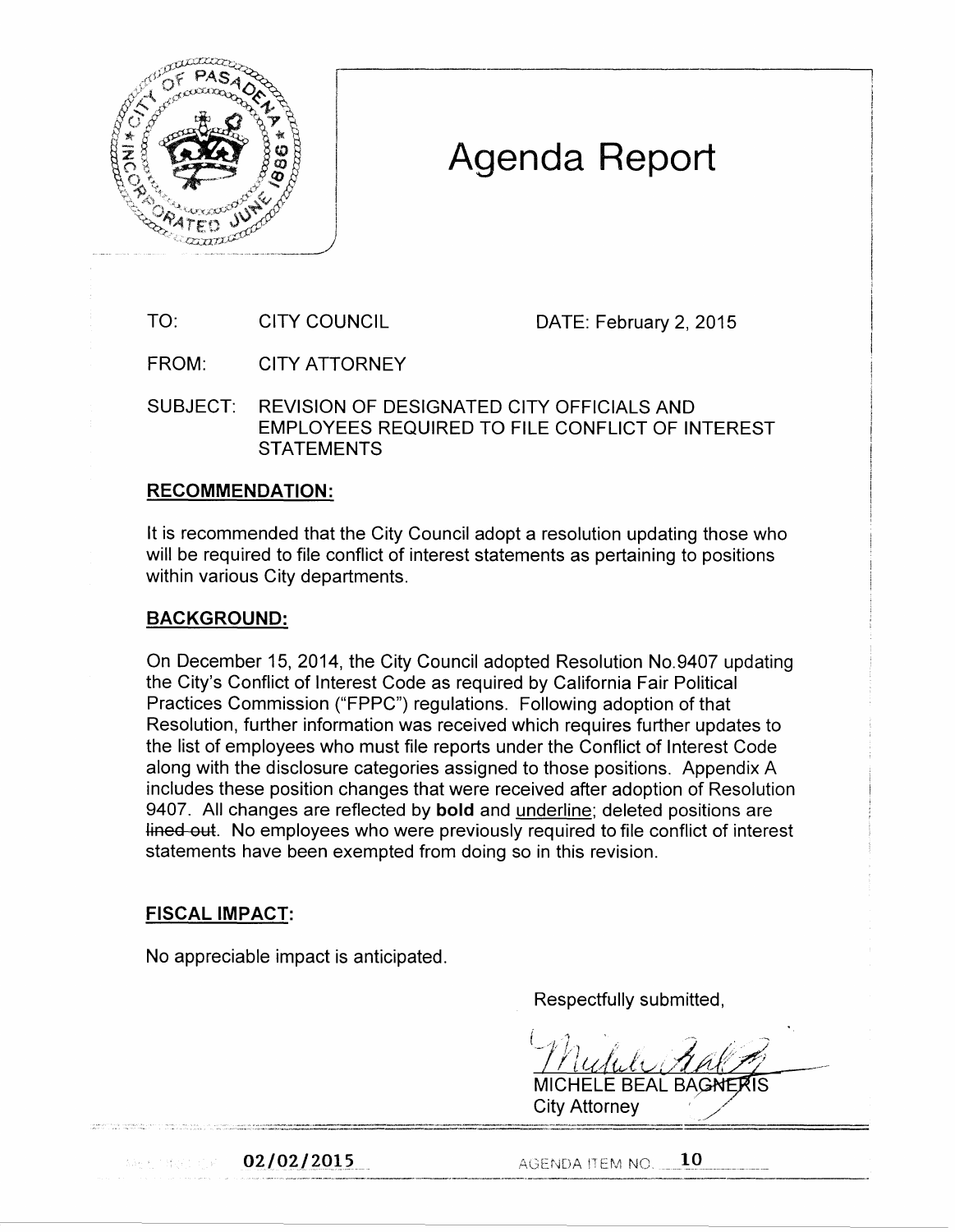# Agenda Report

TO: CITY COUNCIL DATE: February 2, 2015

FROM: CITY ATTORNEY

SUBJECT: REVISION OF DESIGNATED CITY OFFICIALS AND EMPLOYEES REQUIRED TO FILE CONFLICT OF INTEREST STATEMENTS

**RECOMMENDATION:**

It is recommended that the City Council adopt a resolution updating those who will be required to file conflict of interest statements as pertaining to positions within various City departments.

**BACKGROUND:**

On December 15, 2014, the City Council adopted Resolution No.9407 updating the City's Conflict of Interest Code as required by California Fair Political Practices Commission ("FPPC") regulations. Following adoption of that Resolution, further information was received which requires further updates to the list of employees who must file reports under the Conflict of Interest Code along with the disclosure categories assigned to those positions. Appendix A includes these position changes that were received after adoption of Resolution 9407. All changes are reflected by **bold** and <u>underline</u>; deleted positions are ~~lined out~~. No employees who were previously required to file conflict of interest statements have been exempted from doing so in this revision.

**FISCAL IMPACT:**

No appreciable impact is anticipated.

Respectfully submitted,

MICHELE BEAL BAGNERIS
City Attorney

02/02/2015 AGENDA ITEM NO. 10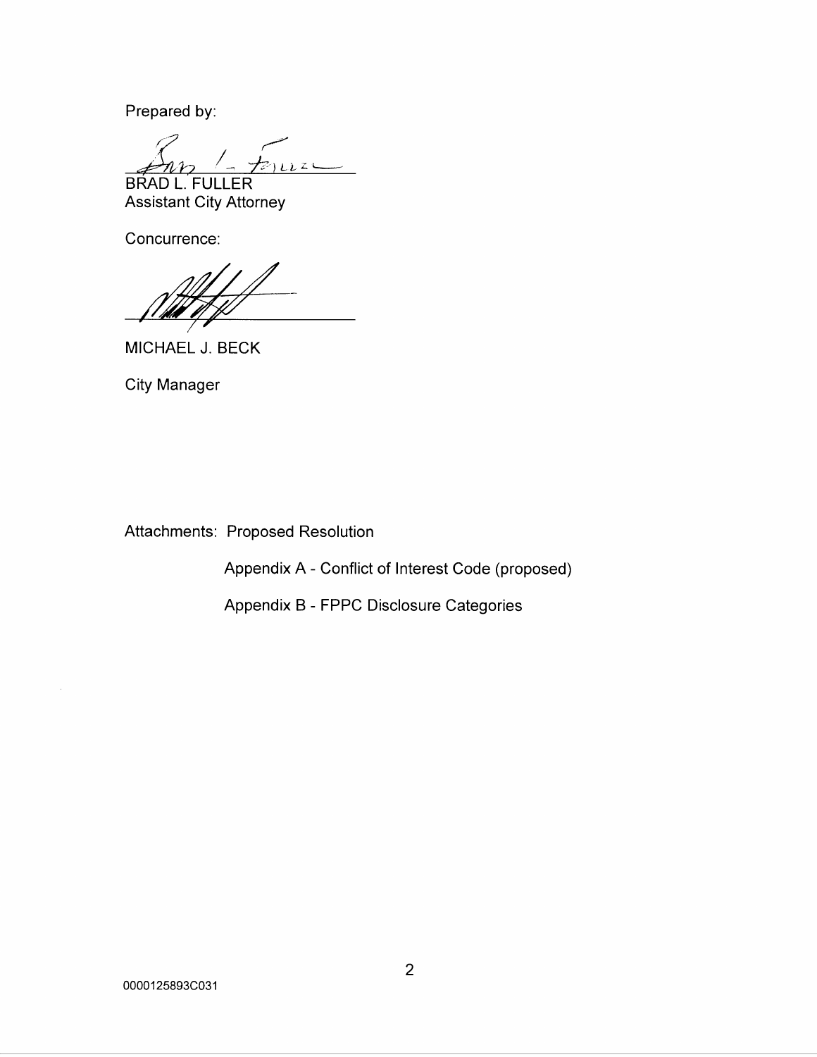Prepared by:

BRAD L. FULLER
Assistant City Attorney

Concurrence:

MICHAEL J. BECK

City Manager

Attachments: Proposed Resolution

Appendix A - Conflict of Interest Code (proposed)

Appendix B - FPPC Disclosure Categories

0000125893C031